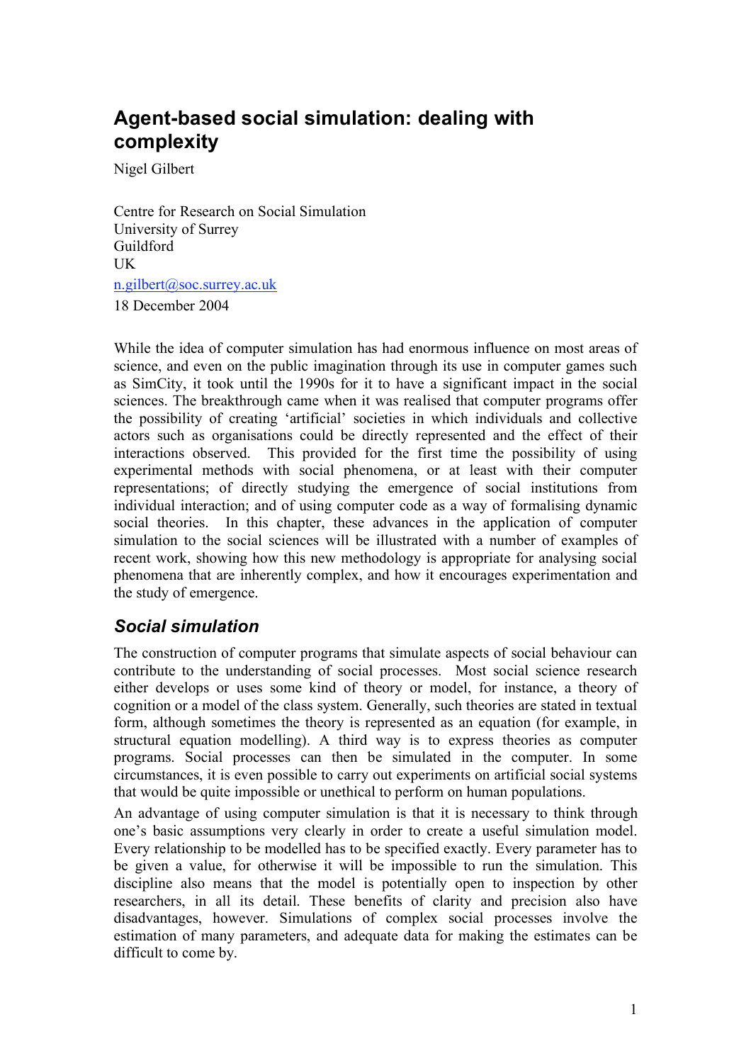# Agent-based social simulation: dealing with complexity

Nigel Gilbert

Centre for Research on Social Simulation
University of Surrey
Guildford
UK
n.gilbert@soc.surrey.ac.uk

18 December 2004

While the idea of computer simulation has had enormous influence on most areas of science, and even on the public imagination through its use in computer games such as SimCity, it took until the 1990s for it to have a significant impact in the social sciences. The breakthrough came when it was realised that computer programs offer the possibility of creating 'artificial' societies in which individuals and collective actors such as organisations could be directly represented and the effect of their interactions observed. This provided for the first time the possibility of using experimental methods with social phenomena, or at least with their computer representations; of directly studying the emergence of social institutions from individual interaction; and of using computer code as a way of formalising dynamic social theories. In this chapter, these advances in the application of computer simulation to the social sciences will be illustrated with a number of examples of recent work, showing how this new methodology is appropriate for analysing social phenomena that are inherently complex, and how it encourages experimentation and the study of emergence.

## *Social simulation*

The construction of computer programs that simulate aspects of social behaviour can contribute to the understanding of social processes. Most social science research either develops or uses some kind of theory or model, for instance, a theory of cognition or a model of the class system. Generally, such theories are stated in textual form, although sometimes the theory is represented as an equation (for example, in structural equation modelling). A third way is to express theories as computer programs. Social processes can then be simulated in the computer. In some circumstances, it is even possible to carry out experiments on artificial social systems that would be quite impossible or unethical to perform on human populations.

An advantage of using computer simulation is that it is necessary to think through one's basic assumptions very clearly in order to create a useful simulation model. Every relationship to be modelled has to be specified exactly. Every parameter has to be given a value, for otherwise it will be impossible to run the simulation. This discipline also means that the model is potentially open to inspection by other researchers, in all its detail. These benefits of clarity and precision also have disadvantages, however. Simulations of complex social processes involve the estimation of many parameters, and adequate data for making the estimates can be difficult to come by.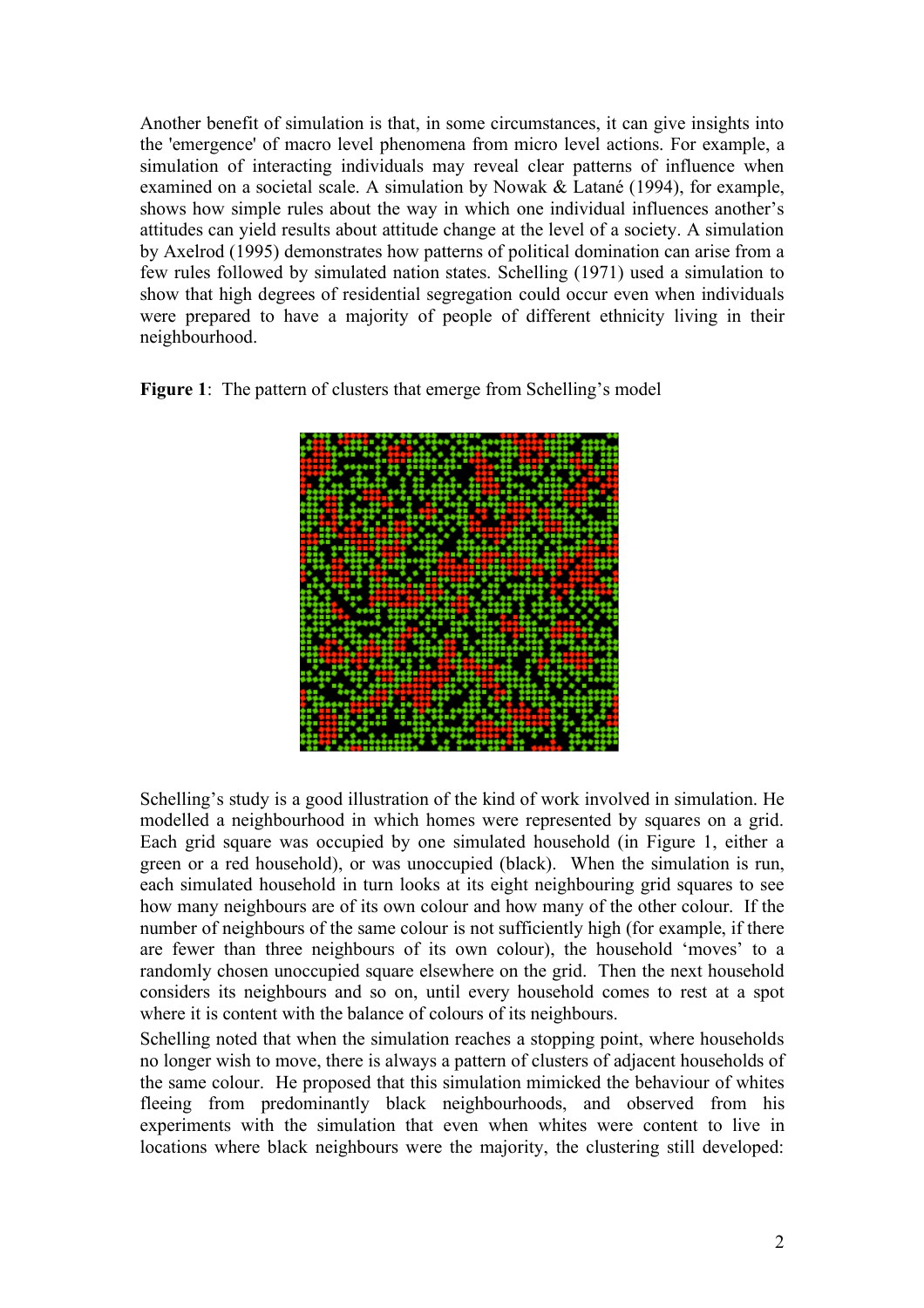Another benefit of simulation is that, in some circumstances, it can give insights into the 'emergence' of macro level phenomena from micro level actions. For example, a simulation of interacting individuals may reveal clear patterns of influence when examined on a societal scale. A simulation by Nowak & Latané (1994), for example, shows how simple rules about the way in which one individual influences another's attitudes can yield results about attitude change at the level of a society. A simulation by Axelrod (1995) demonstrates how patterns of political domination can arise from a few rules followed by simulated nation states. Schelling (1971) used a simulation to show that high degrees of residential segregation could occur even when individuals were prepared to have a majority of people of different ethnicity living in their neighbourhood.

**Figure 1**: The pattern of clusters that emerge from Schelling's model

Schelling's study is a good illustration of the kind of work involved in simulation. He modelled a neighbourhood in which homes were represented by squares on a grid. Each grid square was occupied by one simulated household (in Figure 1, either a green or a red household), or was unoccupied (black). When the simulation is run, each simulated household in turn looks at its eight neighbouring grid squares to see how many neighbours are of its own colour and how many of the other colour. If the number of neighbours of the same colour is not sufficiently high (for example, if there are fewer than three neighbours of its own colour), the household 'moves' to a randomly chosen unoccupied square elsewhere on the grid. Then the next household considers its neighbours and so on, until every household comes to rest at a spot where it is content with the balance of colours of its neighbours.

Schelling noted that when the simulation reaches a stopping point, where households no longer wish to move, there is always a pattern of clusters of adjacent households of the same colour. He proposed that this simulation mimicked the behaviour of whites fleeing from predominantly black neighbourhoods, and observed from his experiments with the simulation that even when whites were content to live in locations where black neighbours were the majority, the clustering still developed: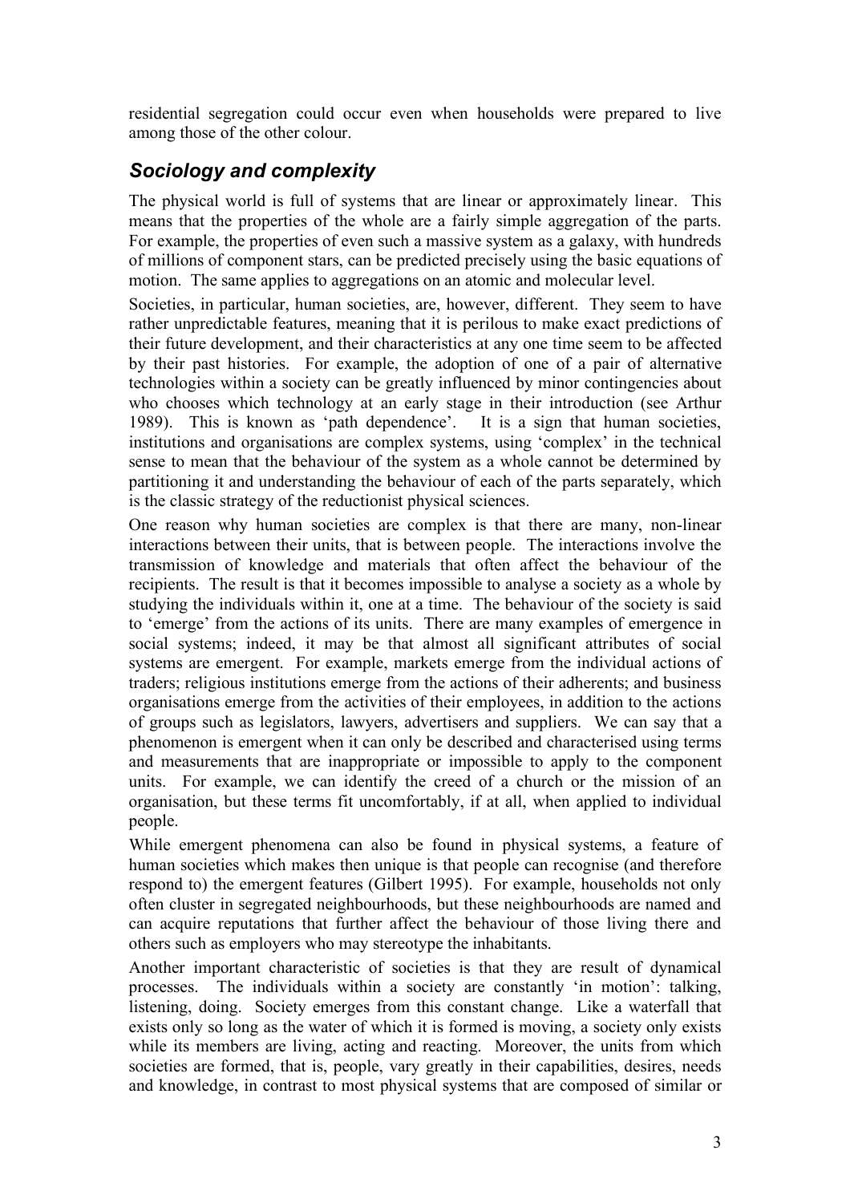residential segregation could occur even when households were prepared to live among those of the other colour.

## *Sociology and complexity*

The physical world is full of systems that are linear or approximately linear. This means that the properties of the whole are a fairly simple aggregation of the parts. For example, the properties of even such a massive system as a galaxy, with hundreds of millions of component stars, can be predicted precisely using the basic equations of motion. The same applies to aggregations on an atomic and molecular level.

Societies, in particular, human societies, are, however, different. They seem to have rather unpredictable features, meaning that it is perilous to make exact predictions of their future development, and their characteristics at any one time seem to be affected by their past histories. For example, the adoption of one of a pair of alternative technologies within a society can be greatly influenced by minor contingencies about who chooses which technology at an early stage in their introduction (see Arthur 1989). This is known as 'path dependence'. It is a sign that human societies, institutions and organisations are complex systems, using 'complex' in the technical sense to mean that the behaviour of the system as a whole cannot be determined by partitioning it and understanding the behaviour of each of the parts separately, which is the classic strategy of the reductionist physical sciences.

One reason why human societies are complex is that there are many, non-linear interactions between their units, that is between people. The interactions involve the transmission of knowledge and materials that often affect the behaviour of the recipients. The result is that it becomes impossible to analyse a society as a whole by studying the individuals within it, one at a time. The behaviour of the society is said to 'emerge' from the actions of its units. There are many examples of emergence in social systems; indeed, it may be that almost all significant attributes of social systems are emergent. For example, markets emerge from the individual actions of traders; religious institutions emerge from the actions of their adherents; and business organisations emerge from the activities of their employees, in addition to the actions of groups such as legislators, lawyers, advertisers and suppliers. We can say that a phenomenon is emergent when it can only be described and characterised using terms and measurements that are inappropriate or impossible to apply to the component units. For example, we can identify the creed of a church or the mission of an organisation, but these terms fit uncomfortably, if at all, when applied to individual people.

While emergent phenomena can also be found in physical systems, a feature of human societies which makes then unique is that people can recognise (and therefore respond to) the emergent features (Gilbert 1995). For example, households not only often cluster in segregated neighbourhoods, but these neighbourhoods are named and can acquire reputations that further affect the behaviour of those living there and others such as employers who may stereotype the inhabitants.

Another important characteristic of societies is that they are result of dynamical processes. The individuals within a society are constantly 'in motion': talking, listening, doing. Society emerges from this constant change. Like a waterfall that exists only so long as the water of which it is formed is moving, a society only exists while its members are living, acting and reacting. Moreover, the units from which societies are formed, that is, people, vary greatly in their capabilities, desires, needs and knowledge, in contrast to most physical systems that are composed of similar or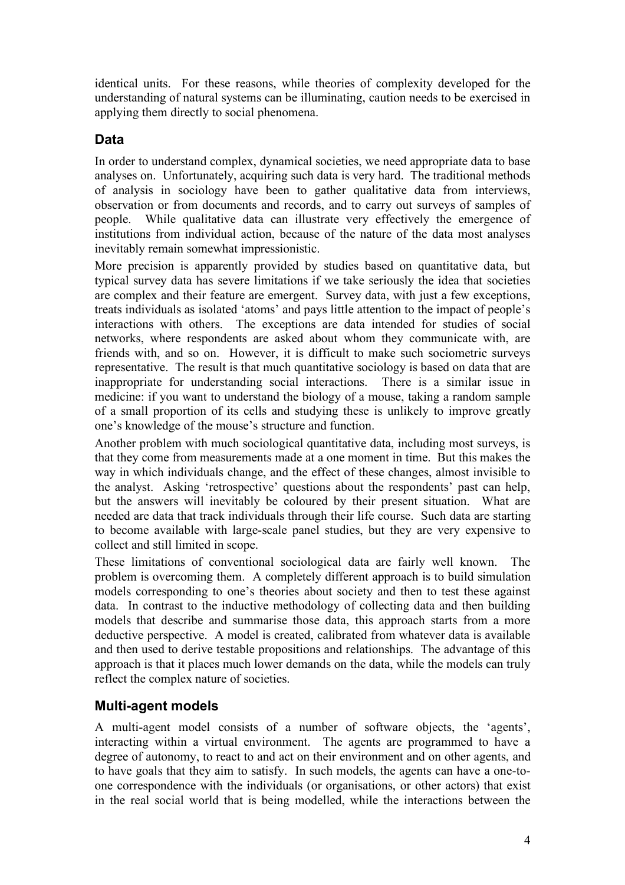identical units. For these reasons, while theories of complexity developed for the understanding of natural systems can be illuminating, caution needs to be exercised in applying them directly to social phenomena.

## Data

In order to understand complex, dynamical societies, we need appropriate data to base analyses on. Unfortunately, acquiring such data is very hard. The traditional methods of analysis in sociology have been to gather qualitative data from interviews, observation or from documents and records, and to carry out surveys of samples of people. While qualitative data can illustrate very effectively the emergence of institutions from individual action, because of the nature of the data most analyses inevitably remain somewhat impressionistic.

More precision is apparently provided by studies based on quantitative data, but typical survey data has severe limitations if we take seriously the idea that societies are complex and their feature are emergent. Survey data, with just a few exceptions, treats individuals as isolated 'atoms' and pays little attention to the impact of people's interactions with others. The exceptions are data intended for studies of social networks, where respondents are asked about whom they communicate with, are friends with, and so on. However, it is difficult to make such sociometric surveys representative. The result is that much quantitative sociology is based on data that are inappropriate for understanding social interactions. There is a similar issue in medicine: if you want to understand the biology of a mouse, taking a random sample of a small proportion of its cells and studying these is unlikely to improve greatly one's knowledge of the mouse's structure and function.

Another problem with much sociological quantitative data, including most surveys, is that they come from measurements made at a one moment in time. But this makes the way in which individuals change, and the effect of these changes, almost invisible to the analyst. Asking 'retrospective' questions about the respondents' past can help, but the answers will inevitably be coloured by their present situation. What are needed are data that track individuals through their life course. Such data are starting to become available with large-scale panel studies, but they are very expensive to collect and still limited in scope.

These limitations of conventional sociological data are fairly well known. The problem is overcoming them. A completely different approach is to build simulation models corresponding to one's theories about society and then to test these against data. In contrast to the inductive methodology of collecting data and then building models that describe and summarise those data, this approach starts from a more deductive perspective. A model is created, calibrated from whatever data is available and then used to derive testable propositions and relationships. The advantage of this approach is that it places much lower demands on the data, while the models can truly reflect the complex nature of societies.

## Multi-agent models

A multi-agent model consists of a number of software objects, the 'agents', interacting within a virtual environment. The agents are programmed to have a degree of autonomy, to react to and act on their environment and on other agents, and to have goals that they aim to satisfy. In such models, the agents can have a one-to-one correspondence with the individuals (or organisations, or other actors) that exist in the real social world that is being modelled, while the interactions between the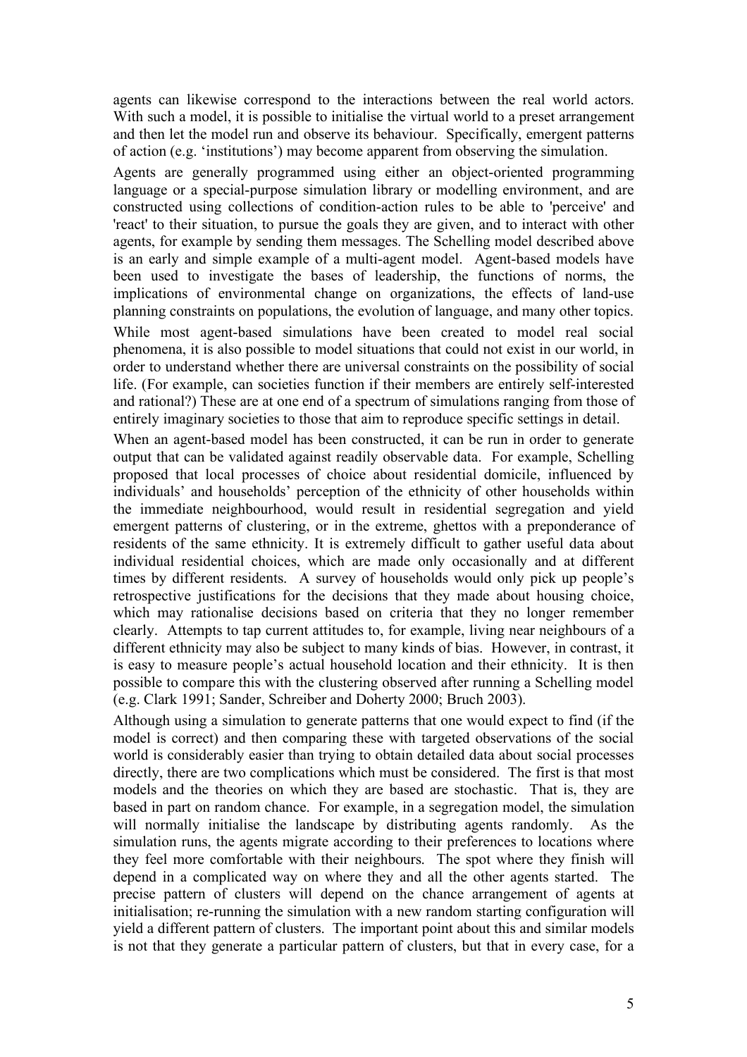agents can likewise correspond to the interactions between the real world actors. With such a model, it is possible to initialise the virtual world to a preset arrangement and then let the model run and observe its behaviour. Specifically, emergent patterns of action (e.g. 'institutions') may become apparent from observing the simulation.

Agents are generally programmed using either an object-oriented programming language or a special-purpose simulation library or modelling environment, and are constructed using collections of condition-action rules to be able to 'perceive' and 'react' to their situation, to pursue the goals they are given, and to interact with other agents, for example by sending them messages. The Schelling model described above is an early and simple example of a multi-agent model. Agent-based models have been used to investigate the bases of leadership, the functions of norms, the implications of environmental change on organizations, the effects of land-use planning constraints on populations, the evolution of language, and many other topics.

While most agent-based simulations have been created to model real social phenomena, it is also possible to model situations that could not exist in our world, in order to understand whether there are universal constraints on the possibility of social life. (For example, can societies function if their members are entirely self-interested and rational?) These are at one end of a spectrum of simulations ranging from those of entirely imaginary societies to those that aim to reproduce specific settings in detail.

When an agent-based model has been constructed, it can be run in order to generate output that can be validated against readily observable data. For example, Schelling proposed that local processes of choice about residential domicile, influenced by individuals' and households' perception of the ethnicity of other households within the immediate neighbourhood, would result in residential segregation and yield emergent patterns of clustering, or in the extreme, ghettos with a preponderance of residents of the same ethnicity. It is extremely difficult to gather useful data about individual residential choices, which are made only occasionally and at different times by different residents. A survey of households would only pick up people's retrospective justifications for the decisions that they made about housing choice, which may rationalise decisions based on criteria that they no longer remember clearly. Attempts to tap current attitudes to, for example, living near neighbours of a different ethnicity may also be subject to many kinds of bias. However, in contrast, it is easy to measure people's actual household location and their ethnicity. It is then possible to compare this with the clustering observed after running a Schelling model (e.g. Clark 1991; Sander, Schreiber and Doherty 2000; Bruch 2003).

Although using a simulation to generate patterns that one would expect to find (if the model is correct) and then comparing these with targeted observations of the social world is considerably easier than trying to obtain detailed data about social processes directly, there are two complications which must be considered. The first is that most models and the theories on which they are based are stochastic. That is, they are based in part on random chance. For example, in a segregation model, the simulation will normally initialise the landscape by distributing agents randomly. As the simulation runs, the agents migrate according to their preferences to locations where they feel more comfortable with their neighbours. The spot where they finish will depend in a complicated way on where they and all the other agents started. The precise pattern of clusters will depend on the chance arrangement of agents at initialisation; re-running the simulation with a new random starting configuration will yield a different pattern of clusters. The important point about this and similar models is not that they generate a particular pattern of clusters, but that in every case, for a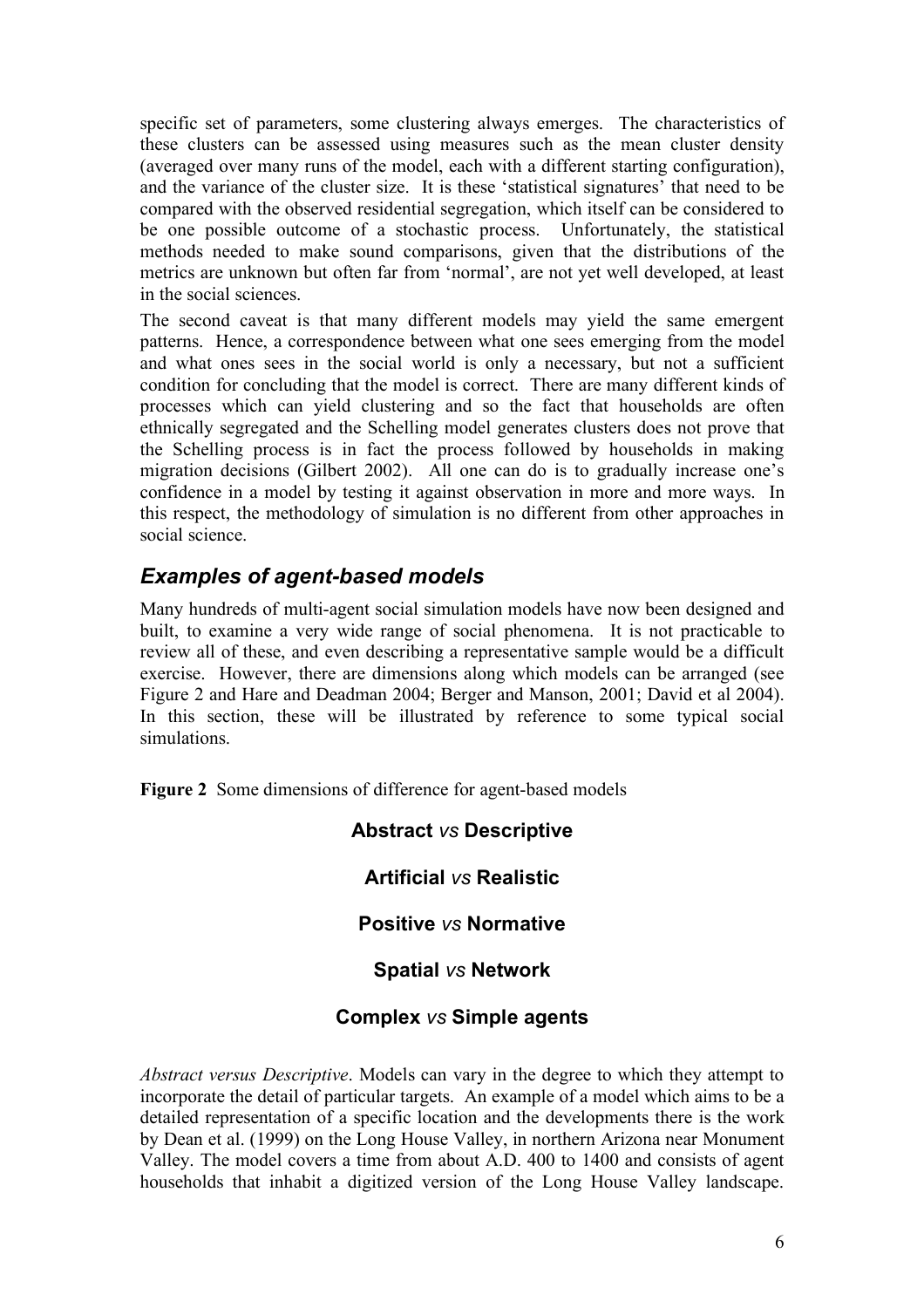specific set of parameters, some clustering always emerges. The characteristics of these clusters can be assessed using measures such as the mean cluster density (averaged over many runs of the model, each with a different starting configuration), and the variance of the cluster size. It is these 'statistical signatures' that need to be compared with the observed residential segregation, which itself can be considered to be one possible outcome of a stochastic process. Unfortunately, the statistical methods needed to make sound comparisons, given that the distributions of the metrics are unknown but often far from 'normal', are not yet well developed, at least in the social sciences.

The second caveat is that many different models may yield the same emergent patterns. Hence, a correspondence between what one sees emerging from the model and what ones sees in the social world is only a necessary, but not a sufficient condition for concluding that the model is correct. There are many different kinds of processes which can yield clustering and so the fact that households are often ethnically segregated and the Schelling model generates clusters does not prove that the Schelling process is in fact the process followed by households in making migration decisions (Gilbert 2002). All one can do is to gradually increase one's confidence in a model by testing it against observation in more and more ways. In this respect, the methodology of simulation is no different from other approaches in social science.

## *Examples of agent-based models*

Many hundreds of multi-agent social simulation models have now been designed and built, to examine a very wide range of social phenomena. It is not practicable to review all of these, and even describing a representative sample would be a difficult exercise. However, there are dimensions along which models can be arranged (see Figure 2 and Hare and Deadman 2004; Berger and Manson, 2001; David et al 2004). In this section, these will be illustrated by reference to some typical social simulations.

**Figure 2** Some dimensions of difference for agent-based models

**Abstract** *vs* **Descriptive**

**Artificial** *vs* **Realistic**

**Positive** *vs* **Normative**

**Spatial** *vs* **Network**

**Complex** *vs* **Simple agents**

*Abstract versus Descriptive*. Models can vary in the degree to which they attempt to incorporate the detail of particular targets. An example of a model which aims to be a detailed representation of a specific location and the developments there is the work by Dean et al. (1999) on the Long House Valley, in northern Arizona near Monument Valley. The model covers a time from about A.D. 400 to 1400 and consists of agent households that inhabit a digitized version of the Long House Valley landscape.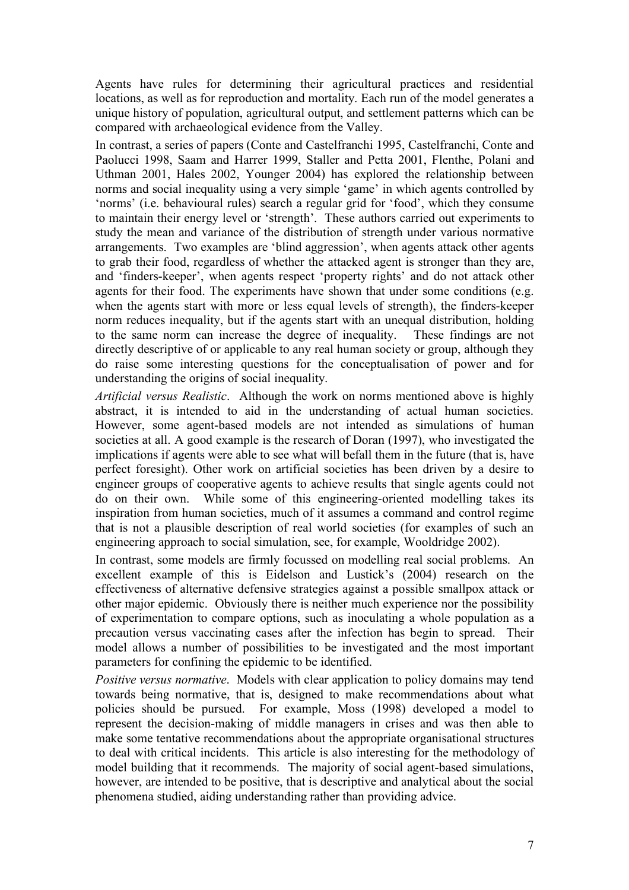Agents have rules for determining their agricultural practices and residential locations, as well as for reproduction and mortality. Each run of the model generates a unique history of population, agricultural output, and settlement patterns which can be compared with archaeological evidence from the Valley.

In contrast, a series of papers (Conte and Castelfranchi 1995, Castelfranchi, Conte and Paolucci 1998, Saam and Harrer 1999, Staller and Petta 2001, Flenthe, Polani and Uthman 2001, Hales 2002, Younger 2004) has explored the relationship between norms and social inequality using a very simple 'game' in which agents controlled by 'norms' (i.e. behavioural rules) search a regular grid for 'food', which they consume to maintain their energy level or 'strength'. These authors carried out experiments to study the mean and variance of the distribution of strength under various normative arrangements. Two examples are 'blind aggression', when agents attack other agents to grab their food, regardless of whether the attacked agent is stronger than they are, and 'finders-keeper', when agents respect 'property rights' and do not attack other agents for their food. The experiments have shown that under some conditions (e.g. when the agents start with more or less equal levels of strength), the finders-keeper norm reduces inequality, but if the agents start with an unequal distribution, holding to the same norm can increase the degree of inequality. These findings are not directly descriptive of or applicable to any real human society or group, although they do raise some interesting questions for the conceptualisation of power and for understanding the origins of social inequality.

*Artificial versus Realistic*. Although the work on norms mentioned above is highly abstract, it is intended to aid in the understanding of actual human societies. However, some agent-based models are not intended as simulations of human societies at all. A good example is the research of Doran (1997), who investigated the implications if agents were able to see what will befall them in the future (that is, have perfect foresight). Other work on artificial societies has been driven by a desire to engineer groups of cooperative agents to achieve results that single agents could not do on their own. While some of this engineering-oriented modelling takes its inspiration from human societies, much of it assumes a command and control regime that is not a plausible description of real world societies (for examples of such an engineering approach to social simulation, see, for example, Wooldridge 2002).

In contrast, some models are firmly focussed on modelling real social problems. An excellent example of this is Eidelson and Lustick's (2004) research on the effectiveness of alternative defensive strategies against a possible smallpox attack or other major epidemic. Obviously there is neither much experience nor the possibility of experimentation to compare options, such as inoculating a whole population as a precaution versus vaccinating cases after the infection has begin to spread. Their model allows a number of possibilities to be investigated and the most important parameters for confining the epidemic to be identified.

*Positive versus normative*. Models with clear application to policy domains may tend towards being normative, that is, designed to make recommendations about what policies should be pursued. For example, Moss (1998) developed a model to represent the decision-making of middle managers in crises and was then able to make some tentative recommendations about the appropriate organisational structures to deal with critical incidents. This article is also interesting for the methodology of model building that it recommends. The majority of social agent-based simulations, however, are intended to be positive, that is descriptive and analytical about the social phenomena studied, aiding understanding rather than providing advice.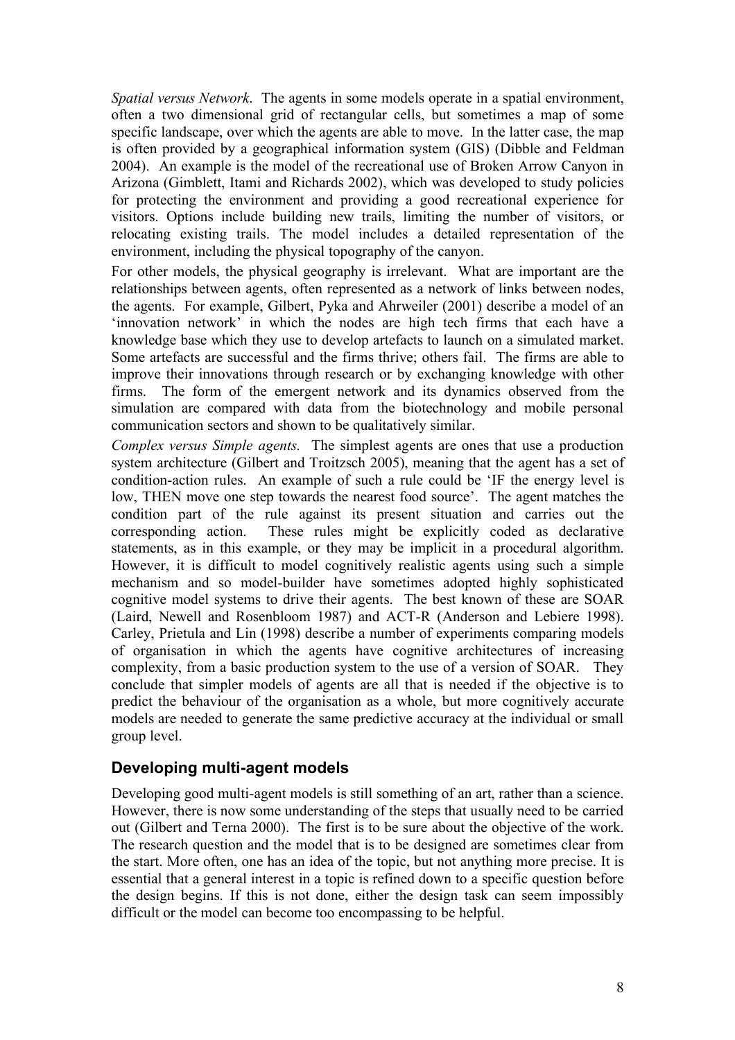*Spatial versus Network*. The agents in some models operate in a spatial environment, often a two dimensional grid of rectangular cells, but sometimes a map of some specific landscape, over which the agents are able to move. In the latter case, the map is often provided by a geographical information system (GIS) (Dibble and Feldman 2004). An example is the model of the recreational use of Broken Arrow Canyon in Arizona (Gimblett, Itami and Richards 2002), which was developed to study policies for protecting the environment and providing a good recreational experience for visitors. Options include building new trails, limiting the number of visitors, or relocating existing trails. The model includes a detailed representation of the environment, including the physical topography of the canyon.

For other models, the physical geography is irrelevant. What are important are the relationships between agents, often represented as a network of links between nodes, the agents. For example, Gilbert, Pyka and Ahrweiler (2001) describe a model of an 'innovation network' in which the nodes are high tech firms that each have a knowledge base which they use to develop artefacts to launch on a simulated market. Some artefacts are successful and the firms thrive; others fail. The firms are able to improve their innovations through research or by exchanging knowledge with other firms. The form of the emergent network and its dynamics observed from the simulation are compared with data from the biotechnology and mobile personal communication sectors and shown to be qualitatively similar.

*Complex versus Simple agents.* The simplest agents are ones that use a production system architecture (Gilbert and Troitzsch 2005), meaning that the agent has a set of condition-action rules. An example of such a rule could be 'IF the energy level is low, THEN move one step towards the nearest food source'. The agent matches the condition part of the rule against its present situation and carries out the corresponding action. These rules might be explicitly coded as declarative statements, as in this example, or they may be implicit in a procedural algorithm. However, it is difficult to model cognitively realistic agents using such a simple mechanism and so model-builder have sometimes adopted highly sophisticated cognitive model systems to drive their agents. The best known of these are SOAR (Laird, Newell and Rosenbloom 1987) and ACT-R (Anderson and Lebiere 1998). Carley, Prietula and Lin (1998) describe a number of experiments comparing models of organisation in which the agents have cognitive architectures of increasing complexity, from a basic production system to the use of a version of SOAR. They conclude that simpler models of agents are all that is needed if the objective is to predict the behaviour of the organisation as a whole, but more cognitively accurate models are needed to generate the same predictive accuracy at the individual or small group level.

## Developing multi-agent models

Developing good multi-agent models is still something of an art, rather than a science. However, there is now some understanding of the steps that usually need to be carried out (Gilbert and Terna 2000). The first is to be sure about the objective of the work. The research question and the model that is to be designed are sometimes clear from the start. More often, one has an idea of the topic, but not anything more precise. It is essential that a general interest in a topic is refined down to a specific question before the design begins. If this is not done, either the design task can seem impossibly difficult or the model can become too encompassing to be helpful.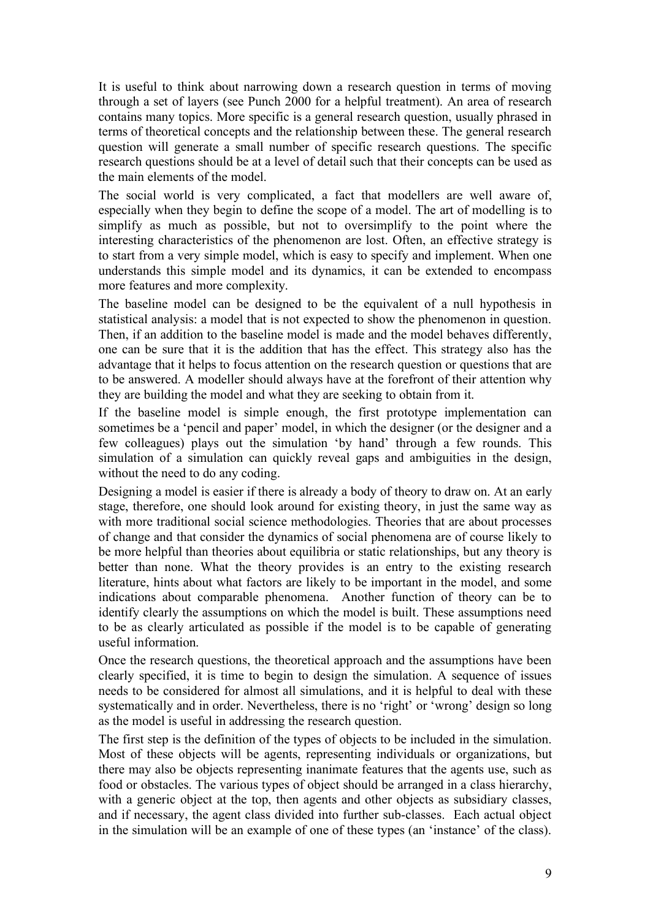It is useful to think about narrowing down a research question in terms of moving through a set of layers (see Punch 2000 for a helpful treatment). An area of research contains many topics. More specific is a general research question, usually phrased in terms of theoretical concepts and the relationship between these. The general research question will generate a small number of specific research questions. The specific research questions should be at a level of detail such that their concepts can be used as the main elements of the model.

The social world is very complicated, a fact that modellers are well aware of, especially when they begin to define the scope of a model. The art of modelling is to simplify as much as possible, but not to oversimplify to the point where the interesting characteristics of the phenomenon are lost. Often, an effective strategy is to start from a very simple model, which is easy to specify and implement. When one understands this simple model and its dynamics, it can be extended to encompass more features and more complexity.

The baseline model can be designed to be the equivalent of a null hypothesis in statistical analysis: a model that is not expected to show the phenomenon in question. Then, if an addition to the baseline model is made and the model behaves differently, one can be sure that it is the addition that has the effect. This strategy also has the advantage that it helps to focus attention on the research question or questions that are to be answered. A modeller should always have at the forefront of their attention why they are building the model and what they are seeking to obtain from it.

If the baseline model is simple enough, the first prototype implementation can sometimes be a 'pencil and paper' model, in which the designer (or the designer and a few colleagues) plays out the simulation 'by hand' through a few rounds. This simulation of a simulation can quickly reveal gaps and ambiguities in the design, without the need to do any coding.

Designing a model is easier if there is already a body of theory to draw on. At an early stage, therefore, one should look around for existing theory, in just the same way as with more traditional social science methodologies. Theories that are about processes of change and that consider the dynamics of social phenomena are of course likely to be more helpful than theories about equilibria or static relationships, but any theory is better than none. What the theory provides is an entry to the existing research literature, hints about what factors are likely to be important in the model, and some indications about comparable phenomena. Another function of theory can be to identify clearly the assumptions on which the model is built. These assumptions need to be as clearly articulated as possible if the model is to be capable of generating useful information.

Once the research questions, the theoretical approach and the assumptions have been clearly specified, it is time to begin to design the simulation. A sequence of issues needs to be considered for almost all simulations, and it is helpful to deal with these systematically and in order. Nevertheless, there is no 'right' or 'wrong' design so long as the model is useful in addressing the research question.

The first step is the definition of the types of objects to be included in the simulation. Most of these objects will be agents, representing individuals or organizations, but there may also be objects representing inanimate features that the agents use, such as food or obstacles. The various types of object should be arranged in a class hierarchy, with a generic object at the top, then agents and other objects as subsidiary classes, and if necessary, the agent class divided into further sub-classes. Each actual object in the simulation will be an example of one of these types (an 'instance' of the class).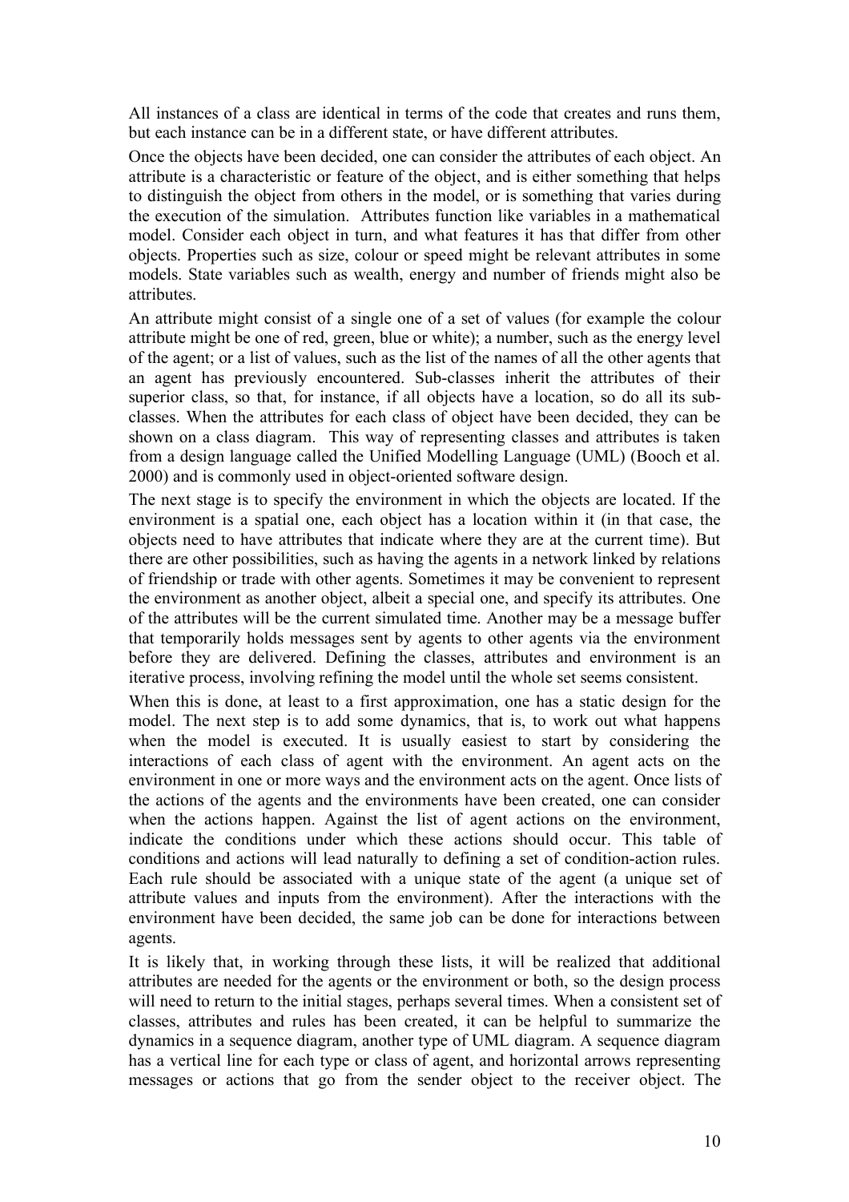All instances of a class are identical in terms of the code that creates and runs them, but each instance can be in a different state, or have different attributes.

Once the objects have been decided, one can consider the attributes of each object. An attribute is a characteristic or feature of the object, and is either something that helps to distinguish the object from others in the model, or is something that varies during the execution of the simulation. Attributes function like variables in a mathematical model. Consider each object in turn, and what features it has that differ from other objects. Properties such as size, colour or speed might be relevant attributes in some models. State variables such as wealth, energy and number of friends might also be attributes.

An attribute might consist of a single one of a set of values (for example the colour attribute might be one of red, green, blue or white); a number, such as the energy level of the agent; or a list of values, such as the list of the names of all the other agents that an agent has previously encountered. Sub-classes inherit the attributes of their superior class, so that, for instance, if all objects have a location, so do all its sub-classes. When the attributes for each class of object have been decided, they can be shown on a class diagram. This way of representing classes and attributes is taken from a design language called the Unified Modelling Language (UML) (Booch et al. 2000) and is commonly used in object-oriented software design.

The next stage is to specify the environment in which the objects are located. If the environment is a spatial one, each object has a location within it (in that case, the objects need to have attributes that indicate where they are at the current time). But there are other possibilities, such as having the agents in a network linked by relations of friendship or trade with other agents. Sometimes it may be convenient to represent the environment as another object, albeit a special one, and specify its attributes. One of the attributes will be the current simulated time. Another may be a message buffer that temporarily holds messages sent by agents to other agents via the environment before they are delivered. Defining the classes, attributes and environment is an iterative process, involving refining the model until the whole set seems consistent.

When this is done, at least to a first approximation, one has a static design for the model. The next step is to add some dynamics, that is, to work out what happens when the model is executed. It is usually easiest to start by considering the interactions of each class of agent with the environment. An agent acts on the environment in one or more ways and the environment acts on the agent. Once lists of the actions of the agents and the environments have been created, one can consider when the actions happen. Against the list of agent actions on the environment, indicate the conditions under which these actions should occur. This table of conditions and actions will lead naturally to defining a set of condition-action rules. Each rule should be associated with a unique state of the agent (a unique set of attribute values and inputs from the environment). After the interactions with the environment have been decided, the same job can be done for interactions between agents.

It is likely that, in working through these lists, it will be realized that additional attributes are needed for the agents or the environment or both, so the design process will need to return to the initial stages, perhaps several times. When a consistent set of classes, attributes and rules has been created, it can be helpful to summarize the dynamics in a sequence diagram, another type of UML diagram. A sequence diagram has a vertical line for each type or class of agent, and horizontal arrows representing messages or actions that go from the sender object to the receiver object. The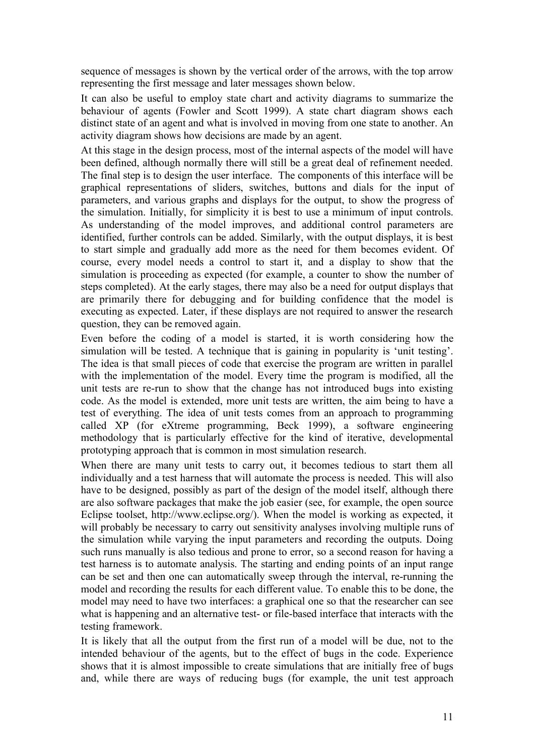sequence of messages is shown by the vertical order of the arrows, with the top arrow representing the first message and later messages shown below.

It can also be useful to employ state chart and activity diagrams to summarize the behaviour of agents (Fowler and Scott 1999). A state chart diagram shows each distinct state of an agent and what is involved in moving from one state to another. An activity diagram shows how decisions are made by an agent.

At this stage in the design process, most of the internal aspects of the model will have been defined, although normally there will still be a great deal of refinement needed. The final step is to design the user interface. The components of this interface will be graphical representations of sliders, switches, buttons and dials for the input of parameters, and various graphs and displays for the output, to show the progress of the simulation. Initially, for simplicity it is best to use a minimum of input controls. As understanding of the model improves, and additional control parameters are identified, further controls can be added. Similarly, with the output displays, it is best to start simple and gradually add more as the need for them becomes evident. Of course, every model needs a control to start it, and a display to show that the simulation is proceeding as expected (for example, a counter to show the number of steps completed). At the early stages, there may also be a need for output displays that are primarily there for debugging and for building confidence that the model is executing as expected. Later, if these displays are not required to answer the research question, they can be removed again.

Even before the coding of a model is started, it is worth considering how the simulation will be tested. A technique that is gaining in popularity is 'unit testing'. The idea is that small pieces of code that exercise the program are written in parallel with the implementation of the model. Every time the program is modified, all the unit tests are re-run to show that the change has not introduced bugs into existing code. As the model is extended, more unit tests are written, the aim being to have a test of everything. The idea of unit tests comes from an approach to programming called XP (for eXtreme programming, Beck 1999), a software engineering methodology that is particularly effective for the kind of iterative, developmental prototyping approach that is common in most simulation research.

When there are many unit tests to carry out, it becomes tedious to start them all individually and a test harness that will automate the process is needed. This will also have to be designed, possibly as part of the design of the model itself, although there are also software packages that make the job easier (see, for example, the open source Eclipse toolset, http://www.eclipse.org/). When the model is working as expected, it will probably be necessary to carry out sensitivity analyses involving multiple runs of the simulation while varying the input parameters and recording the outputs. Doing such runs manually is also tedious and prone to error, so a second reason for having a test harness is to automate analysis. The starting and ending points of an input range can be set and then one can automatically sweep through the interval, re-running the model and recording the results for each different value. To enable this to be done, the model may need to have two interfaces: a graphical one so that the researcher can see what is happening and an alternative test- or file-based interface that interacts with the testing framework.

It is likely that all the output from the first run of a model will be due, not to the intended behaviour of the agents, but to the effect of bugs in the code. Experience shows that it is almost impossible to create simulations that are initially free of bugs and, while there are ways of reducing bugs (for example, the unit test approach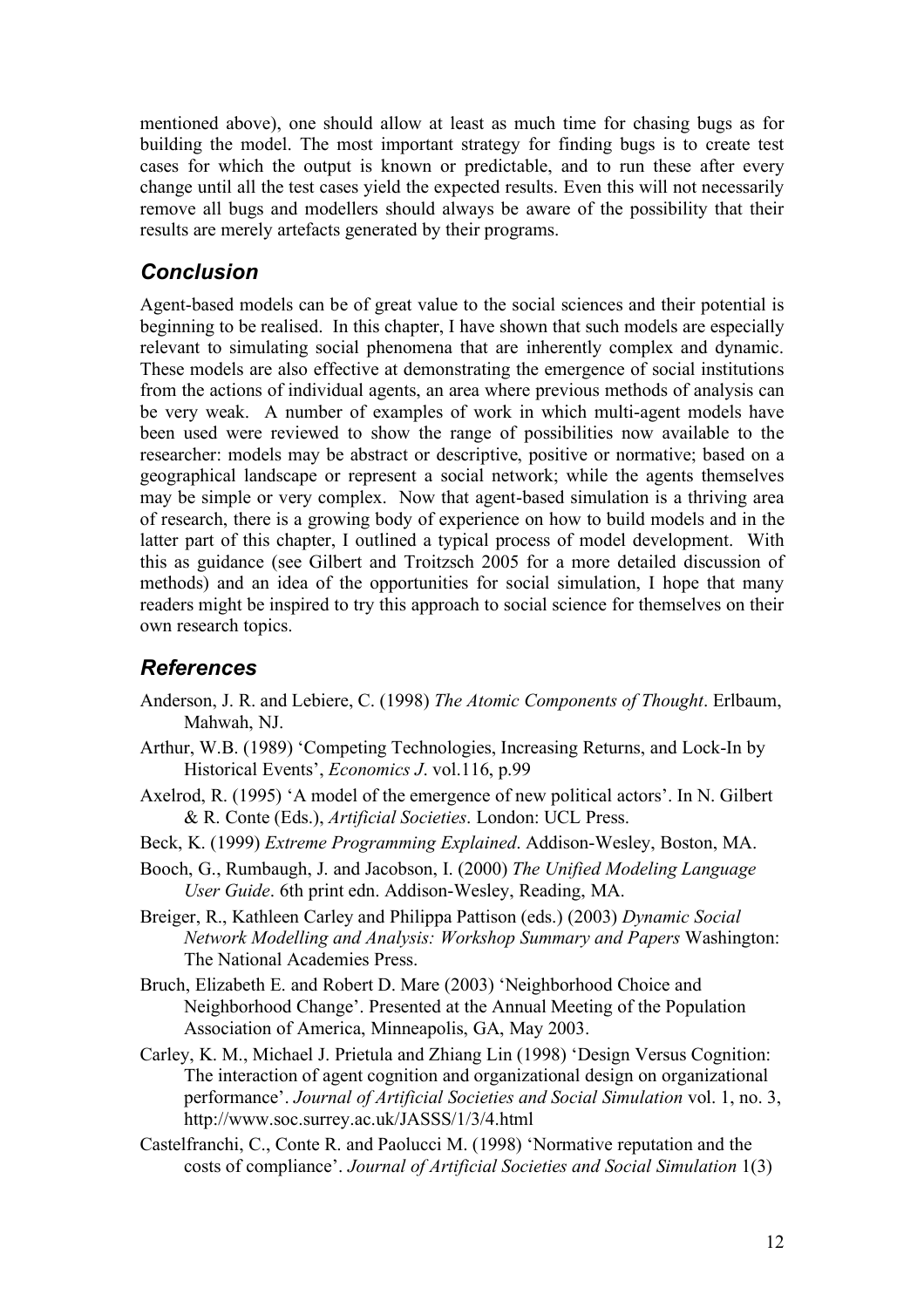mentioned above), one should allow at least as much time for chasing bugs as for building the model. The most important strategy for finding bugs is to create test cases for which the output is known or predictable, and to run these after every change until all the test cases yield the expected results. Even this will not necessarily remove all bugs and modellers should always be aware of the possibility that their results are merely artefacts generated by their programs.

## *Conclusion*

Agent-based models can be of great value to the social sciences and their potential is beginning to be realised. In this chapter, I have shown that such models are especially relevant to simulating social phenomena that are inherently complex and dynamic. These models are also effective at demonstrating the emergence of social institutions from the actions of individual agents, an area where previous methods of analysis can be very weak. A number of examples of work in which multi-agent models have been used were reviewed to show the range of possibilities now available to the researcher: models may be abstract or descriptive, positive or normative; based on a geographical landscape or represent a social network; while the agents themselves may be simple or very complex. Now that agent-based simulation is a thriving area of research, there is a growing body of experience on how to build models and in the latter part of this chapter, I outlined a typical process of model development. With this as guidance (see Gilbert and Troitzsch 2005 for a more detailed discussion of methods) and an idea of the opportunities for social simulation, I hope that many readers might be inspired to try this approach to social science for themselves on their own research topics.

## *References*

Anderson, J. R. and Lebiere, C. (1998) *The Atomic Components of Thought*. Erlbaum, Mahwah, NJ.

Arthur, W.B. (1989) 'Competing Technologies, Increasing Returns, and Lock-In by Historical Events', *Economics J*. vol.116, p.99

Axelrod, R. (1995) 'A model of the emergence of new political actors'. In N. Gilbert & R. Conte (Eds.), *Artificial Societies*. London: UCL Press.

Beck, K. (1999) *Extreme Programming Explained*. Addison-Wesley, Boston, MA.

Booch, G., Rumbaugh, J. and Jacobson, I. (2000) *The Unified Modeling Language User Guide*. 6th print edn. Addison-Wesley, Reading, MA.

Breiger, R., Kathleen Carley and Philippa Pattison (eds.) (2003) *Dynamic Social Network Modelling and Analysis: Workshop Summary and Papers* Washington: The National Academies Press.

Bruch, Elizabeth E. and Robert D. Mare (2003) 'Neighborhood Choice and Neighborhood Change'. Presented at the Annual Meeting of the Population Association of America, Minneapolis, GA, May 2003.

Carley, K. M., Michael J. Prietula and Zhiang Lin (1998) 'Design Versus Cognition: The interaction of agent cognition and organizational design on organizational performance'. *Journal of Artificial Societies and Social Simulation* vol. 1, no. 3, http://www.soc.surrey.ac.uk/JASSS/1/3/4.html

Castelfranchi, C., Conte R. and Paolucci M. (1998) 'Normative reputation and the costs of compliance'. *Journal of Artificial Societies and Social Simulation* 1(3)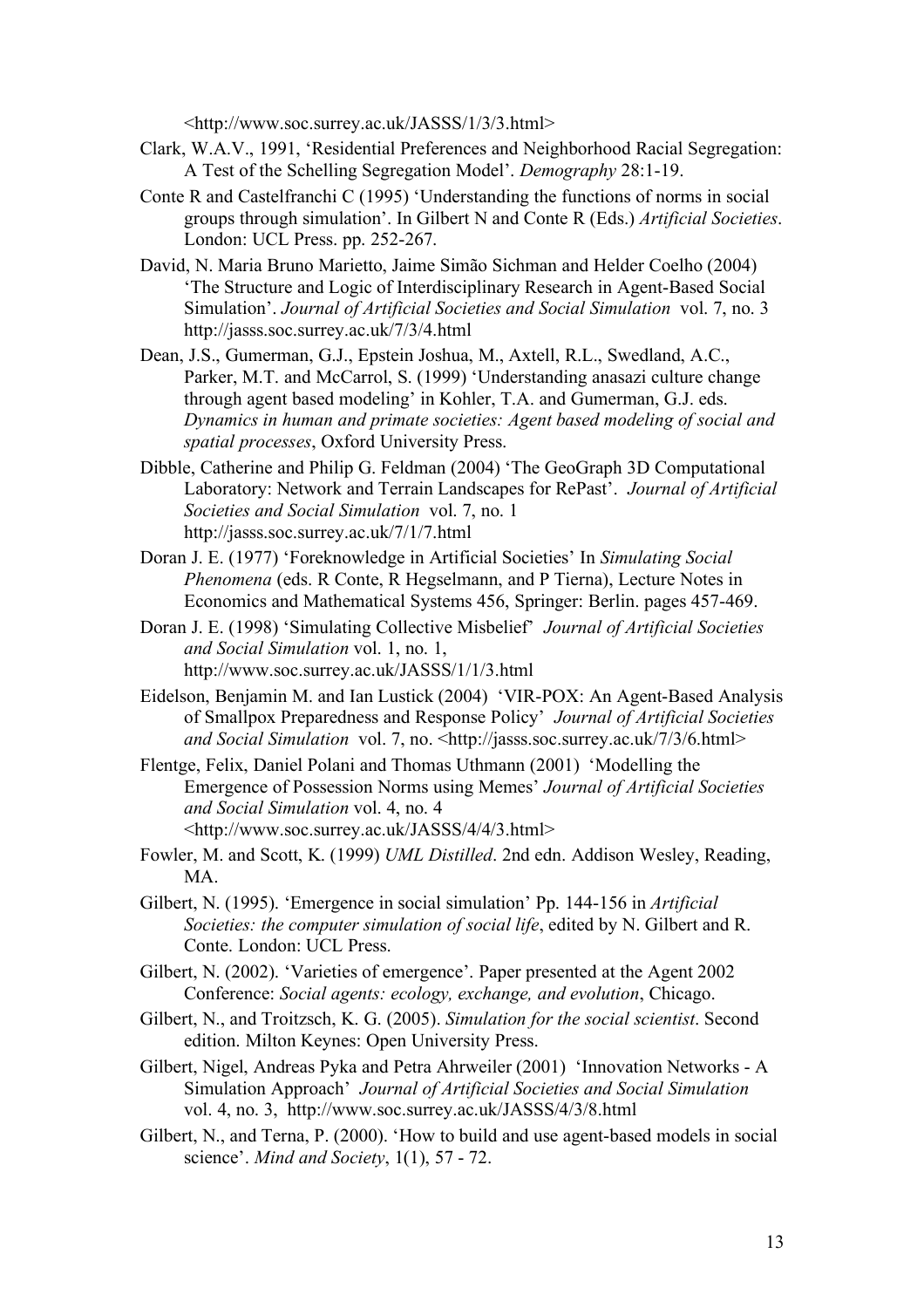<http://www.soc.surrey.ac.uk/JASSS/1/3/3.html>

Clark, W.A.V., 1991, 'Residential Preferences and Neighborhood Racial Segregation: A Test of the Schelling Segregation Model'. *Demography* 28:1-19.

Conte R and Castelfranchi C (1995) 'Understanding the functions of norms in social groups through simulation'. In Gilbert N and Conte R (Eds.) *Artificial Societies*. London: UCL Press. pp. 252-267.

David, N. Maria Bruno Marietto, Jaime Simão Sichman and Helder Coelho (2004) 'The Structure and Logic of Interdisciplinary Research in Agent-Based Social Simulation'. *Journal of Artificial Societies and Social Simulation* vol. 7, no. 3 http://jasss.soc.surrey.ac.uk/7/3/4.html

Dean, J.S., Gumerman, G.J., Epstein Joshua, M., Axtell, R.L., Swedland, A.C., Parker, M.T. and McCarrol, S. (1999) 'Understanding anasazi culture change through agent based modeling' in Kohler, T.A. and Gumerman, G.J. eds. *Dynamics in human and primate societies: Agent based modeling of social and spatial processes*, Oxford University Press.

Dibble, Catherine and Philip G. Feldman (2004) 'The GeoGraph 3D Computational Laboratory: Network and Terrain Landscapes for RePast'. *Journal of Artificial Societies and Social Simulation* vol. 7, no. 1 http://jasss.soc.surrey.ac.uk/7/1/7.html

Doran J. E. (1977) 'Foreknowledge in Artificial Societies' In *Simulating Social Phenomena* (eds. R Conte, R Hegselmann, and P Tierna), Lecture Notes in Economics and Mathematical Systems 456, Springer: Berlin. pages 457-469.

Doran J. E. (1998) 'Simulating Collective Misbelief' *Journal of Artificial Societies and Social Simulation* vol. 1, no. 1, http://www.soc.surrey.ac.uk/JASSS/1/1/3.html

Eidelson, Benjamin M. and Ian Lustick (2004) 'VIR-POX: An Agent-Based Analysis of Smallpox Preparedness and Response Policy' *Journal of Artificial Societies and Social Simulation* vol. 7, no. <http://jasss.soc.surrey.ac.uk/7/3/6.html>

Flentge, Felix, Daniel Polani and Thomas Uthmann (2001) 'Modelling the Emergence of Possession Norms using Memes' *Journal of Artificial Societies and Social Simulation* vol. 4, no. 4 <http://www.soc.surrey.ac.uk/JASSS/4/4/3.html>

Fowler, M. and Scott, K. (1999) *UML Distilled*. 2nd edn. Addison Wesley, Reading, MA.

Gilbert, N. (1995). 'Emergence in social simulation' Pp. 144-156 in *Artificial Societies: the computer simulation of social life*, edited by N. Gilbert and R. Conte. London: UCL Press.

Gilbert, N. (2002). 'Varieties of emergence'. Paper presented at the Agent 2002 Conference: *Social agents: ecology, exchange, and evolution*, Chicago.

Gilbert, N., and Troitzsch, K. G. (2005). *Simulation for the social scientist*. Second edition. Milton Keynes: Open University Press.

Gilbert, Nigel, Andreas Pyka and Petra Ahrweiler (2001) 'Innovation Networks - A Simulation Approach' *Journal of Artificial Societies and Social Simulation* vol. 4, no. 3, http://www.soc.surrey.ac.uk/JASSS/4/3/8.html

Gilbert, N., and Terna, P. (2000). 'How to build and use agent-based models in social science'. *Mind and Society*, 1(1), 57 - 72.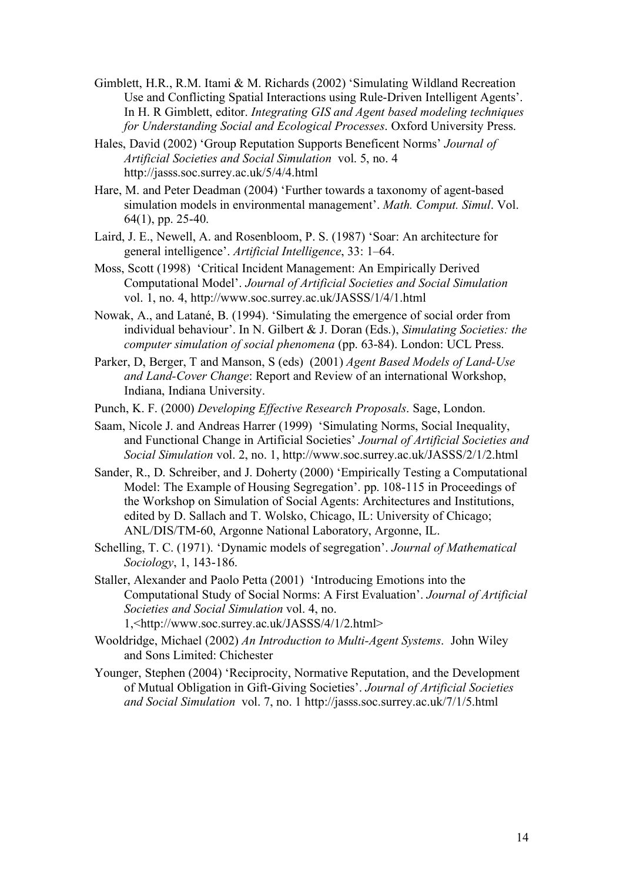Gimblett, H.R., R.M. Itami & M. Richards (2002) 'Simulating Wildland Recreation Use and Conflicting Spatial Interactions using Rule-Driven Intelligent Agents'. In H. R Gimblett, editor. *Integrating GIS and Agent based modeling techniques for Understanding Social and Ecological Processes*. Oxford University Press.

Hales, David (2002) 'Group Reputation Supports Beneficent Norms' *Journal of Artificial Societies and Social Simulation* vol. 5, no. 4 http://jasss.soc.surrey.ac.uk/5/4/4.html

Hare, M. and Peter Deadman (2004) 'Further towards a taxonomy of agent-based simulation models in environmental management'. *Math. Comput. Simul*. Vol. 64(1), pp. 25-40.

Laird, J. E., Newell, A. and Rosenbloom, P. S. (1987) 'Soar: An architecture for general intelligence'. *Artificial Intelligence*, 33: 1–64.

Moss, Scott (1998) 'Critical Incident Management: An Empirically Derived Computational Model'. *Journal of Artificial Societies and Social Simulation* vol. 1, no. 4, http://www.soc.surrey.ac.uk/JASSS/1/4/1.html

Nowak, A., and Latané, B. (1994). 'Simulating the emergence of social order from individual behaviour'. In N. Gilbert & J. Doran (Eds.), *Simulating Societies: the computer simulation of social phenomena* (pp. 63-84). London: UCL Press.

Parker, D, Berger, T and Manson, S (eds) (2001) *Agent Based Models of Land-Use and Land-Cover Change*: Report and Review of an international Workshop, Indiana, Indiana University.

Punch, K. F. (2000) *Developing Effective Research Proposals*. Sage, London.

Saam, Nicole J. and Andreas Harrer (1999) 'Simulating Norms, Social Inequality, and Functional Change in Artificial Societies' *Journal of Artificial Societies and Social Simulation* vol. 2, no. 1, http://www.soc.surrey.ac.uk/JASSS/2/1/2.html

Sander, R., D. Schreiber, and J. Doherty (2000) 'Empirically Testing a Computational Model: The Example of Housing Segregation'. pp. 108-115 in Proceedings of the Workshop on Simulation of Social Agents: Architectures and Institutions, edited by D. Sallach and T. Wolsko, Chicago, IL: University of Chicago; ANL/DIS/TM-60, Argonne National Laboratory, Argonne, IL.

Schelling, T. C. (1971). 'Dynamic models of segregation'. *Journal of Mathematical Sociology*, 1, 143-186.

Staller, Alexander and Paolo Petta (2001) 'Introducing Emotions into the Computational Study of Social Norms: A First Evaluation'. *Journal of Artificial Societies and Social Simulation* vol. 4, no. 1,<http://www.soc.surrey.ac.uk/JASSS/4/1/2.html>

Wooldridge, Michael (2002) *An Introduction to Multi-Agent Systems*. John Wiley and Sons Limited: Chichester

Younger, Stephen (2004) 'Reciprocity, Normative Reputation, and the Development of Mutual Obligation in Gift-Giving Societies'. *Journal of Artificial Societies and Social Simulation* vol. 7, no. 1 http://jasss.soc.surrey.ac.uk/7/1/5.html